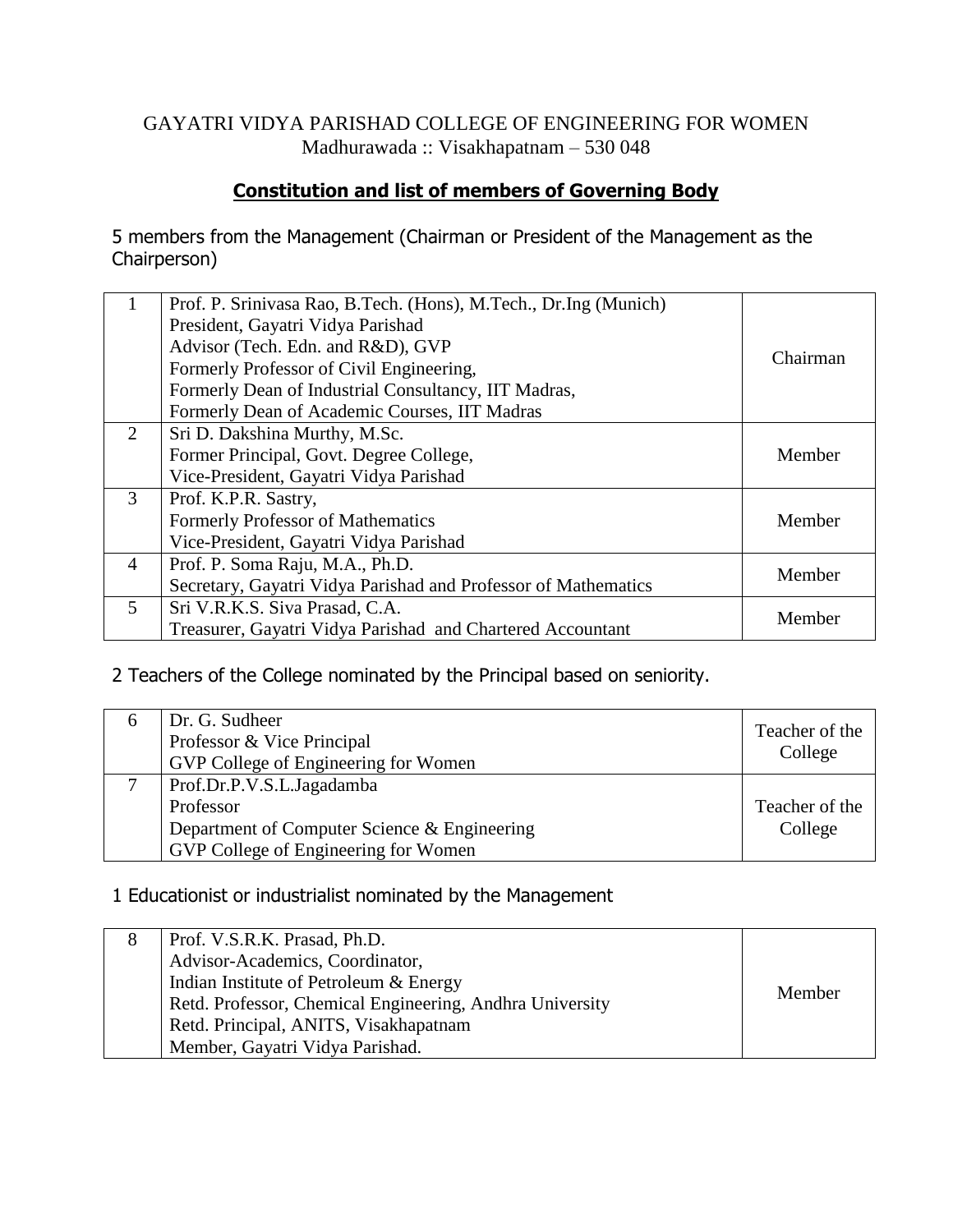GAYATRI VIDYA PARISHAD COLLEGE OF ENGINEERING FOR WOMEN
Madhurawada :: Visakhapatnam – 530 048

## Constitution and list of members of Governing Body

5 members from the Management (Chairman or President of the Management as the Chairperson)

| | | |
|---|---|---|
| 1 | Prof. P. Srinivasa Rao, B.Tech. (Hons), M.Tech., Dr.Ing (Munich)<br>President, Gayatri Vidya Parishad<br>Advisor (Tech. Edn. and R&D), GVP<br>Formerly Professor of Civil Engineering,<br>Formerly Dean of Industrial Consultancy, IIT Madras,<br>Formerly Dean of Academic Courses, IIT Madras | Chairman |
| 2 | Sri D. Dakshina Murthy, M.Sc.<br>Former Principal, Govt. Degree College,<br>Vice-President, Gayatri Vidya Parishad | Member |
| 3 | Prof. K.P.R. Sastry,<br>Formerly Professor of Mathematics<br>Vice-President, Gayatri Vidya Parishad | Member |
| 4 | Prof. P. Soma Raju, M.A., Ph.D.<br>Secretary, Gayatri Vidya Parishad and Professor of Mathematics | Member |
| 5 | Sri V.R.K.S. Siva Prasad, C.A.<br>Treasurer, Gayatri Vidya Parishad and Chartered Accountant | Member |

2 Teachers of the College nominated by the Principal based on seniority.

| | | |
|---|---|---|
| 6 | Dr. G. Sudheer<br>Professor & Vice Principal<br>GVP College of Engineering for Women | Teacher of the College |
| 7 | Prof.Dr.P.V.S.L.Jagadamba<br>Professor<br>Department of Computer Science & Engineering<br>GVP College of Engineering for Women | Teacher of the College |

1 Educationist or industrialist nominated by the Management

| | | |
|---|---|---|
| 8 | Prof. V.S.R.K. Prasad, Ph.D.<br>Advisor-Academics, Coordinator,<br>Indian Institute of Petroleum & Energy<br>Retd. Professor, Chemical Engineering, Andhra University<br>Retd. Principal, ANITS, Visakhapatnam<br>Member, Gayatri Vidya Parishad. | Member |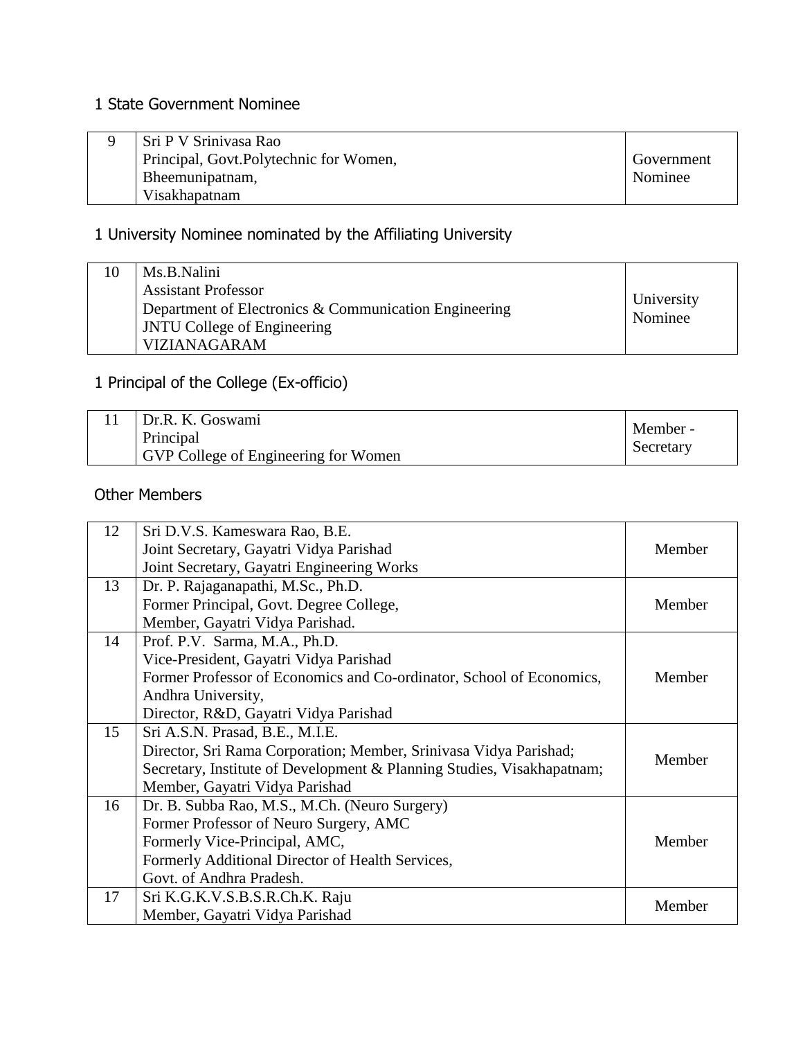### 1 State Government Nominee

| | | |
|---|---|---|
| 9 | Sri P V Srinivasa Rao<br>Principal, Govt.Polytechnic for Women,<br>Bheemunipatnam,<br>Visakhapatnam | Government Nominee |

### 1 University Nominee nominated by the Affiliating University

| | | |
|---|---|---|
| 10 | Ms.B.Nalini<br>Assistant Professor<br>Department of Electronics & Communication Engineering<br>JNTU College of Engineering<br>VIZIANAGARAM | University Nominee |

### 1 Principal of the College (Ex-officio)

| | | |
|---|---|---|
| 11 | Dr.R. K. Goswami<br>Principal<br>GVP College of Engineering for Women | Member - Secretary |

### Other Members

| | | |
|---|---|---|
| 12 | Sri D.V.S. Kameswara Rao, B.E.<br>Joint Secretary, Gayatri Vidya Parishad<br>Joint Secretary, Gayatri Engineering Works | Member |
| 13 | Dr. P. Rajaganapathi, M.Sc., Ph.D.<br>Former Principal, Govt. Degree College,<br>Member, Gayatri Vidya Parishad. | Member |
| 14 | Prof. P.V. Sarma, M.A., Ph.D.<br>Vice-President, Gayatri Vidya Parishad<br>Former Professor of Economics and Co-ordinator, School of Economics, Andhra University,<br>Director, R&D, Gayatri Vidya Parishad | Member |
| 15 | Sri A.S.N. Prasad, B.E., M.I.E.<br>Director, Sri Rama Corporation; Member, Srinivasa Vidya Parishad;<br>Secretary, Institute of Development & Planning Studies, Visakhapatnam;<br>Member, Gayatri Vidya Parishad | Member |
| 16 | Dr. B. Subba Rao, M.S., M.Ch. (Neuro Surgery)<br>Former Professor of Neuro Surgery, AMC<br>Formerly Vice-Principal, AMC,<br>Formerly Additional Director of Health Services,<br>Govt. of Andhra Pradesh. | Member |
| 17 | Sri K.G.K.V.S.B.S.R.Ch.K. Raju<br>Member, Gayatri Vidya Parishad | Member |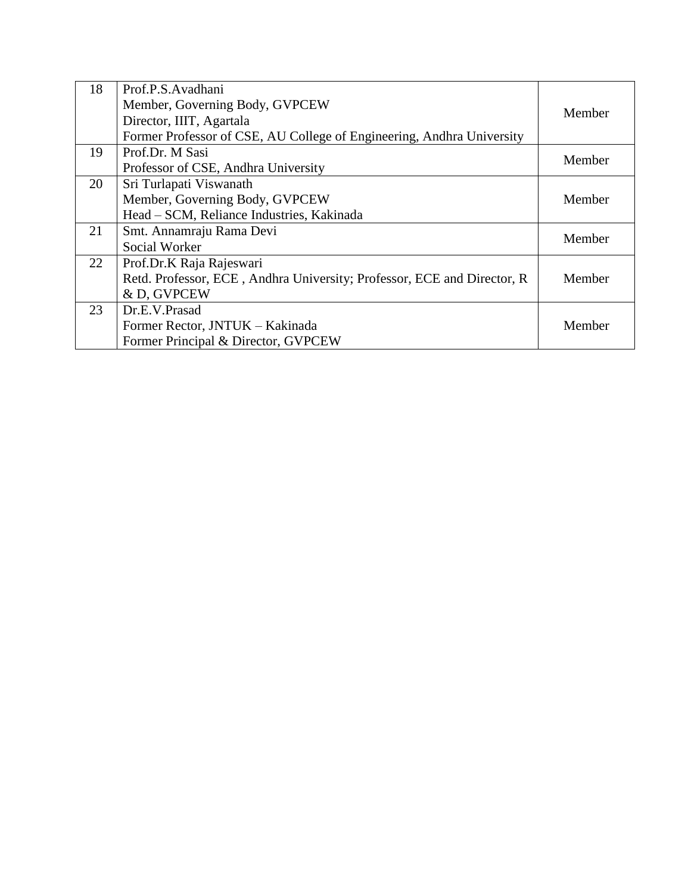| | | |
|---|---|---|
| 18 | Prof.P.S.Avadhani<br>Member, Governing Body, GVPCEW<br>Director, IIIT, Agartala<br>Former Professor of CSE, AU College of Engineering, Andhra University | Member |
| 19 | Prof.Dr. M Sasi<br>Professor of CSE, Andhra University | Member |
| 20 | Sri Turlapati Viswanath<br>Member, Governing Body, GVPCEW<br>Head – SCM, Reliance Industries, Kakinada | Member |
| 21 | Smt. Annamraju Rama Devi<br>Social Worker | Member |
| 22 | Prof.Dr.K Raja Rajeswari<br>Retd. Professor, ECE , Andhra University; Professor, ECE and Director, R & D, GVPCEW | Member |
| 23 | Dr.E.V.Prasad<br>Former Rector, JNTUK – Kakinada<br>Former Principal & Director, GVPCEW | Member |